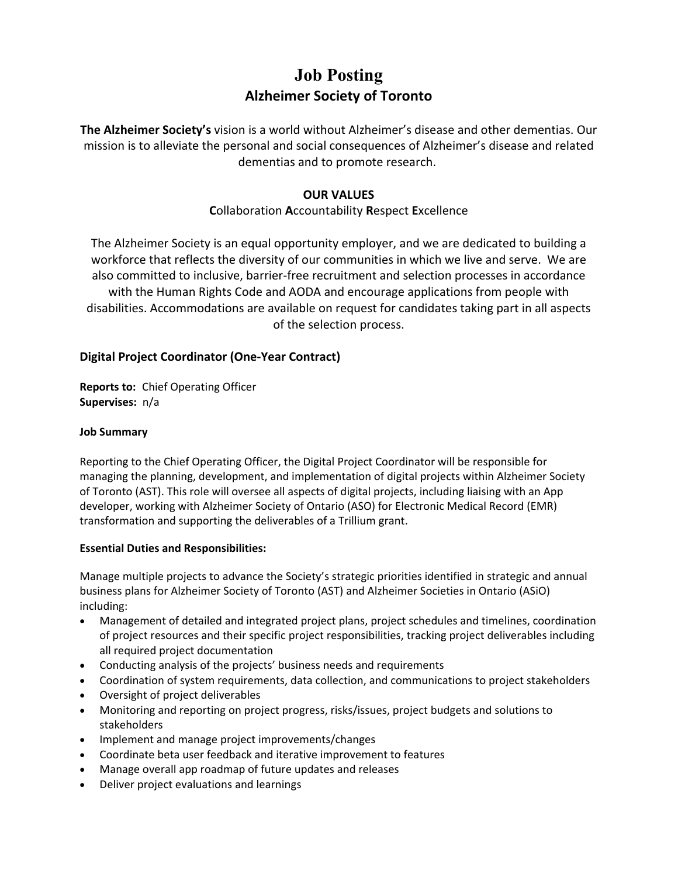# Job Posting

## Alzheimer Society of Toronto

**The Alzheimer Society's** vision is a world without Alzheimer's disease and other dementias. Our mission is to alleviate the personal and social consequences of Alzheimer's disease and related dementias and to promote research.

**OUR VALUES**

**C**ollaboration **A**ccountability **R**espect **E**xcellence

The Alzheimer Society is an equal opportunity employer, and we are dedicated to building a workforce that reflects the diversity of our communities in which we live and serve. We are also committed to inclusive, barrier-free recruitment and selection processes in accordance with the Human Rights Code and AODA and encourage applications from people with disabilities. Accommodations are available on request for candidates taking part in all aspects of the selection process.

### Digital Project Coordinator (One-Year Contract)

**Reports to:** Chief Operating Officer
**Supervises:** n/a

**Job Summary**

Reporting to the Chief Operating Officer, the Digital Project Coordinator will be responsible for managing the planning, development, and implementation of digital projects within Alzheimer Society of Toronto (AST). This role will oversee all aspects of digital projects, including liaising with an App developer, working with Alzheimer Society of Ontario (ASO) for Electronic Medical Record (EMR) transformation and supporting the deliverables of a Trillium grant.

**Essential Duties and Responsibilities:**

Manage multiple projects to advance the Society's strategic priorities identified in strategic and annual business plans for Alzheimer Society of Toronto (AST) and Alzheimer Societies in Ontario (ASiO) including:

- Management of detailed and integrated project plans, project schedules and timelines, coordination of project resources and their specific project responsibilities, tracking project deliverables including all required project documentation
- Conducting analysis of the projects' business needs and requirements
- Coordination of system requirements, data collection, and communications to project stakeholders
- Oversight of project deliverables
- Monitoring and reporting on project progress, risks/issues, project budgets and solutions to stakeholders
- Implement and manage project improvements/changes
- Coordinate beta user feedback and iterative improvement to features
- Manage overall app roadmap of future updates and releases
- Deliver project evaluations and learnings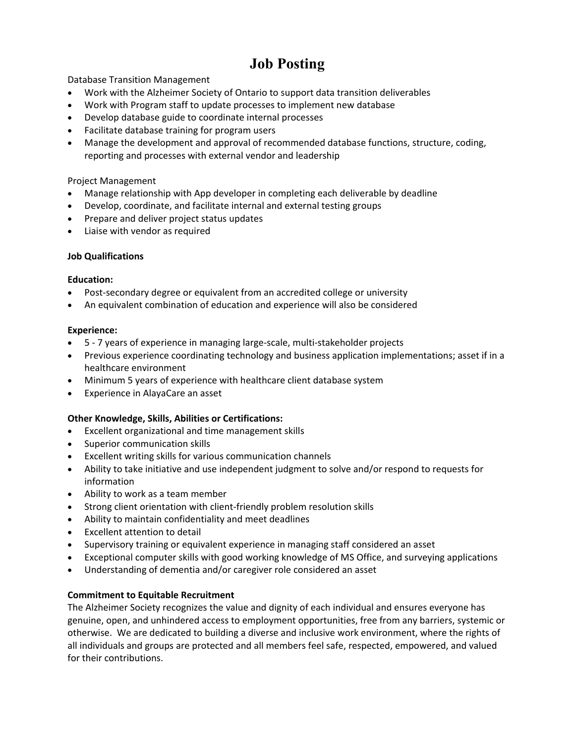# Job Posting

Database Transition Management

- Work with the Alzheimer Society of Ontario to support data transition deliverables
- Work with Program staff to update processes to implement new database
- Develop database guide to coordinate internal processes
- Facilitate database training for program users
- Manage the development and approval of recommended database functions, structure, coding, reporting and processes with external vendor and leadership

Project Management

- Manage relationship with App developer in completing each deliverable by deadline
- Develop, coordinate, and facilitate internal and external testing groups
- Prepare and deliver project status updates
- Liaise with vendor as required

**Job Qualifications**

**Education:**

- Post-secondary degree or equivalent from an accredited college or university
- An equivalent combination of education and experience will also be considered

**Experience:**

- 5 - 7 years of experience in managing large-scale, multi-stakeholder projects
- Previous experience coordinating technology and business application implementations; asset if in a healthcare environment
- Minimum 5 years of experience with healthcare client database system
- Experience in AlayaCare an asset

**Other Knowledge, Skills, Abilities or Certifications:**

- Excellent organizational and time management skills
- Superior communication skills
- Excellent writing skills for various communication channels
- Ability to take initiative and use independent judgment to solve and/or respond to requests for information
- Ability to work as a team member
- Strong client orientation with client-friendly problem resolution skills
- Ability to maintain confidentiality and meet deadlines
- Excellent attention to detail
- Supervisory training or equivalent experience in managing staff considered an asset
- Exceptional computer skills with good working knowledge of MS Office, and surveying applications
- Understanding of dementia and/or caregiver role considered an asset

**Commitment to Equitable Recruitment**

The Alzheimer Society recognizes the value and dignity of each individual and ensures everyone has genuine, open, and unhindered access to employment opportunities, free from any barriers, systemic or otherwise. We are dedicated to building a diverse and inclusive work environment, where the rights of all individuals and groups are protected and all members feel safe, respected, empowered, and valued for their contributions.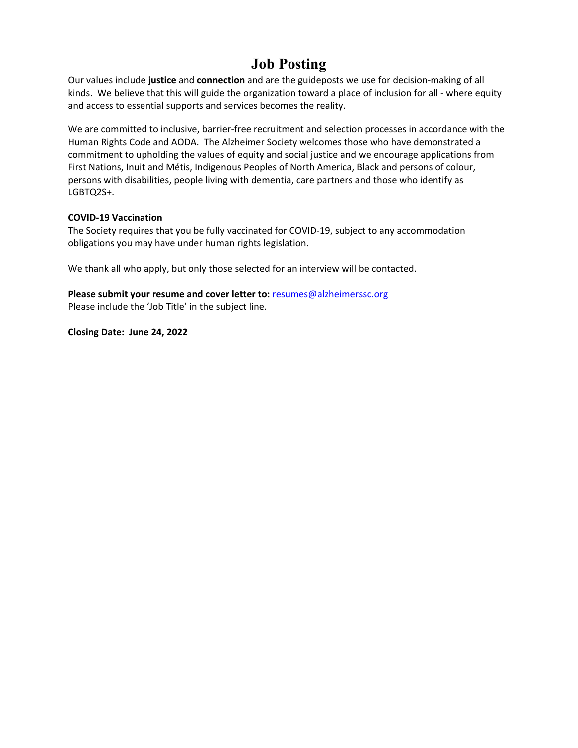# Job Posting

Our values include **justice** and **connection** and are the guideposts we use for decision-making of all kinds. We believe that this will guide the organization toward a place of inclusion for all - where equity and access to essential supports and services becomes the reality.

We are committed to inclusive, barrier-free recruitment and selection processes in accordance with the Human Rights Code and AODA. The Alzheimer Society welcomes those who have demonstrated a commitment to upholding the values of equity and social justice and we encourage applications from First Nations, Inuit and Métis, Indigenous Peoples of North America, Black and persons of colour, persons with disabilities, people living with dementia, care partners and those who identify as LGBTQ2S+.

**COVID-19 Vaccination**

The Society requires that you be fully vaccinated for COVID-19, subject to any accommodation obligations you may have under human rights legislation.

We thank all who apply, but only those selected for an interview will be contacted.

**Please submit your resume and cover letter to:** resumes@alzheimerssc.org

Please include the 'Job Title' in the subject line.

**Closing Date: June 24, 2022**